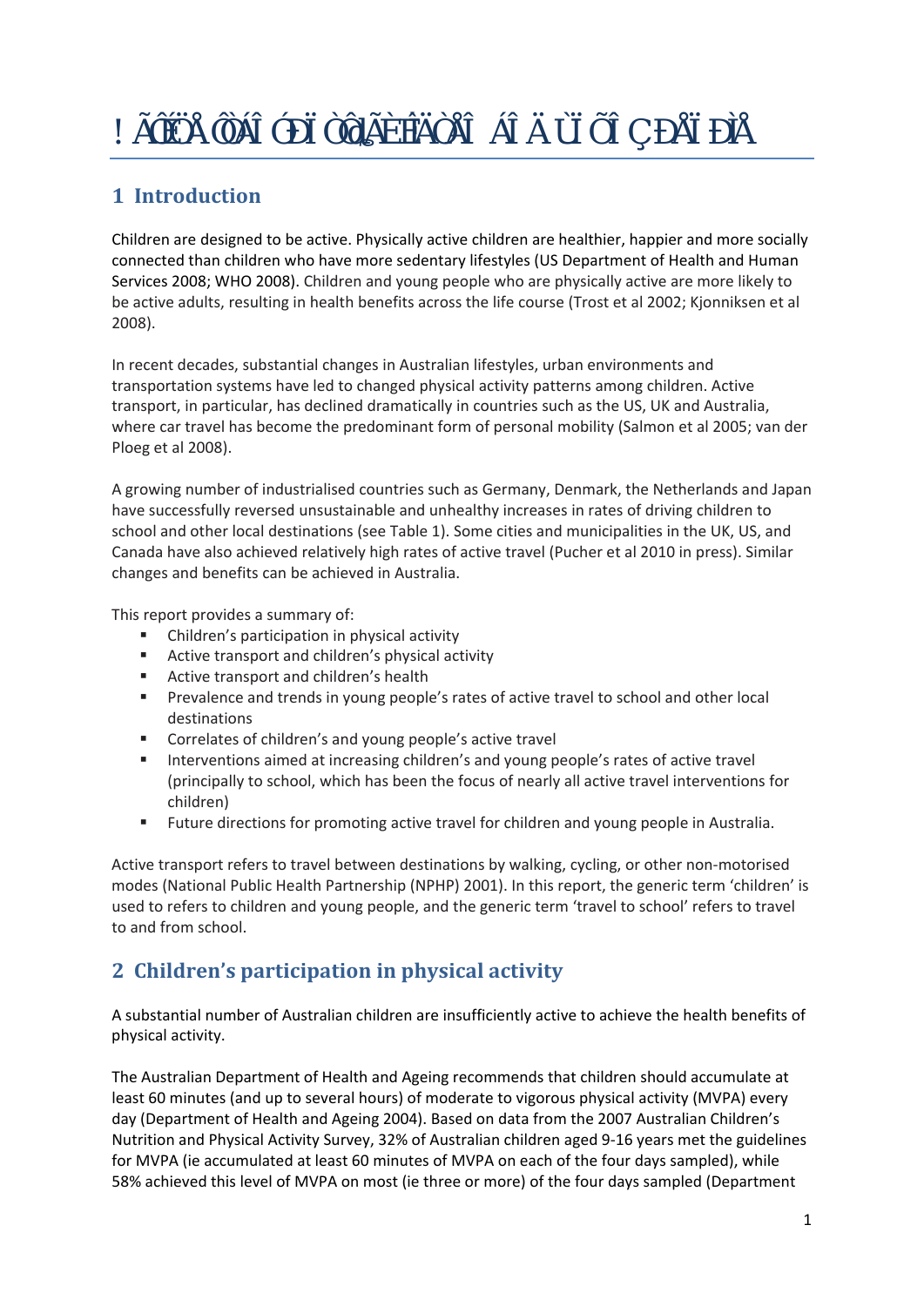# Active transport and children and young people

## 1 Introduction

Children are designed to be active. Physically active children are healthier, happier and more socially connected than children who have more sedentary lifestyles (US Department of Health and Human Services 2008; WHO 2008). Children and young people who are physically active are more likely to be active adults, resulting in health benefits across the life course (Trost et al 2002; Kjonniksen et al 2008).

In recent decades, substantial changes in Australian lifestyles, urban environments and transportation systems have led to changed physical activity patterns among children. Active transport, in particular, has declined dramatically in countries such as the US, UK and Australia, where car travel has become the predominant form of personal mobility (Salmon et al 2005; van der Ploeg et al 2008).

A growing number of industrialised countries such as Germany, Denmark, the Netherlands and Japan have successfully reversed unsustainable and unhealthy increases in rates of driving children to school and other local destinations (see Table 1). Some cities and municipalities in the UK, US, and Canada have also achieved relatively high rates of active travel (Pucher et al 2010 in press). Similar changes and benefits can be achieved in Australia.

This report provides a summary of:

- Children's participation in physical activity
- Active transport and children's physical activity
- Active transport and children's health
- Prevalence and trends in young people's rates of active travel to school and other local destinations
- Correlates of children's and young people's active travel
- Interventions aimed at increasing children's and young people's rates of active travel (principally to school, which has been the focus of nearly all active travel interventions for children)
- Future directions for promoting active travel for children and young people in Australia.

Active transport refers to travel between destinations by walking, cycling, or other non-motorised modes (National Public Health Partnership (NPHP) 2001). In this report, the generic term 'children' is used to refers to children and young people, and the generic term 'travel to school' refers to travel to and from school.

## 2 Children's participation in physical activity

A substantial number of Australian children are insufficiently active to achieve the health benefits of physical activity.

The Australian Department of Health and Ageing recommends that children should accumulate at least 60 minutes (and up to several hours) of moderate to vigorous physical activity (MVPA) every day (Department of Health and Ageing 2004). Based on data from the 2007 Australian Children's Nutrition and Physical Activity Survey, 32% of Australian children aged 9-16 years met the guidelines for MVPA (ie accumulated at least 60 minutes of MVPA on each of the four days sampled), while 58% achieved this level of MVPA on most (ie three or more) of the four days sampled (Department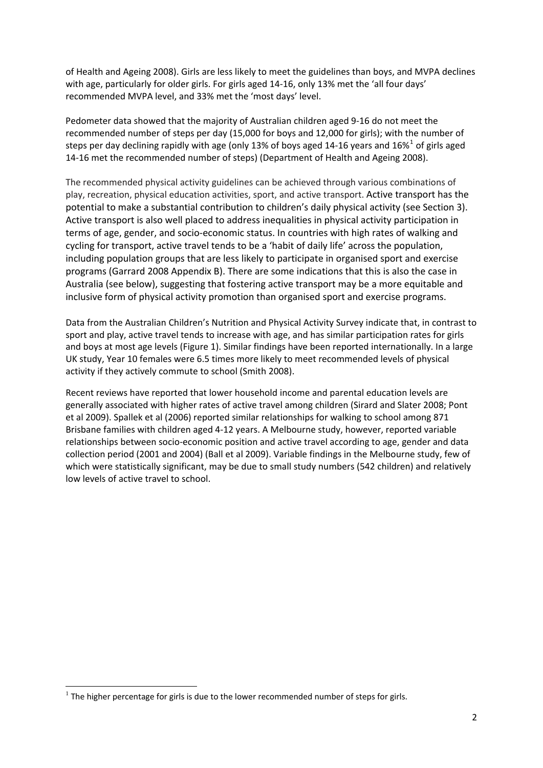of Health and Ageing 2008). Girls are less likely to meet the guidelines than boys, and MVPA declines with age, particularly for older girls. For girls aged 14-16, only 13% met the 'all four days' recommended MVPA level, and 33% met the 'most days' level.

Pedometer data showed that the majority of Australian children aged 9-16 do not meet the recommended number of steps per day (15,000 for boys and 12,000 for girls); with the number of steps per day declining rapidly with age (only 13% of boys aged 14-16 years and 16%[1] of girls aged 14-16 met the recommended number of steps) (Department of Health and Ageing 2008).

The recommended physical activity guidelines can be achieved through various combinations of play, recreation, physical education activities, sport, and active transport. Active transport has the potential to make a substantial contribution to children's daily physical activity (see Section 3). Active transport is also well placed to address inequalities in physical activity participation in terms of age, gender, and socio-economic status. In countries with high rates of walking and cycling for transport, active travel tends to be a 'habit of daily life' across the population, including population groups that are less likely to participate in organised sport and exercise programs (Garrard 2008 Appendix B). There are some indications that this is also the case in Australia (see below), suggesting that fostering active transport may be a more equitable and inclusive form of physical activity promotion than organised sport and exercise programs.

Data from the Australian Children's Nutrition and Physical Activity Survey indicate that, in contrast to sport and play, active travel tends to increase with age, and has similar participation rates for girls and boys at most age levels (Figure 1). Similar findings have been reported internationally. In a large UK study, Year 10 females were 6.5 times more likely to meet recommended levels of physical activity if they actively commute to school (Smith 2008).

Recent reviews have reported that lower household income and parental education levels are generally associated with higher rates of active travel among children (Sirard and Slater 2008; Pont et al 2009). Spallek et al (2006) reported similar relationships for walking to school among 871 Brisbane families with children aged 4-12 years. A Melbourne study, however, reported variable relationships between socio-economic position and active travel according to age, gender and data collection period (2001 and 2004) (Ball et al 2009). Variable findings in the Melbourne study, few of which were statistically significant, may be due to small study numbers (542 children) and relatively low levels of active travel to school.

[1] The higher percentage for girls is due to the lower recommended number of steps for girls.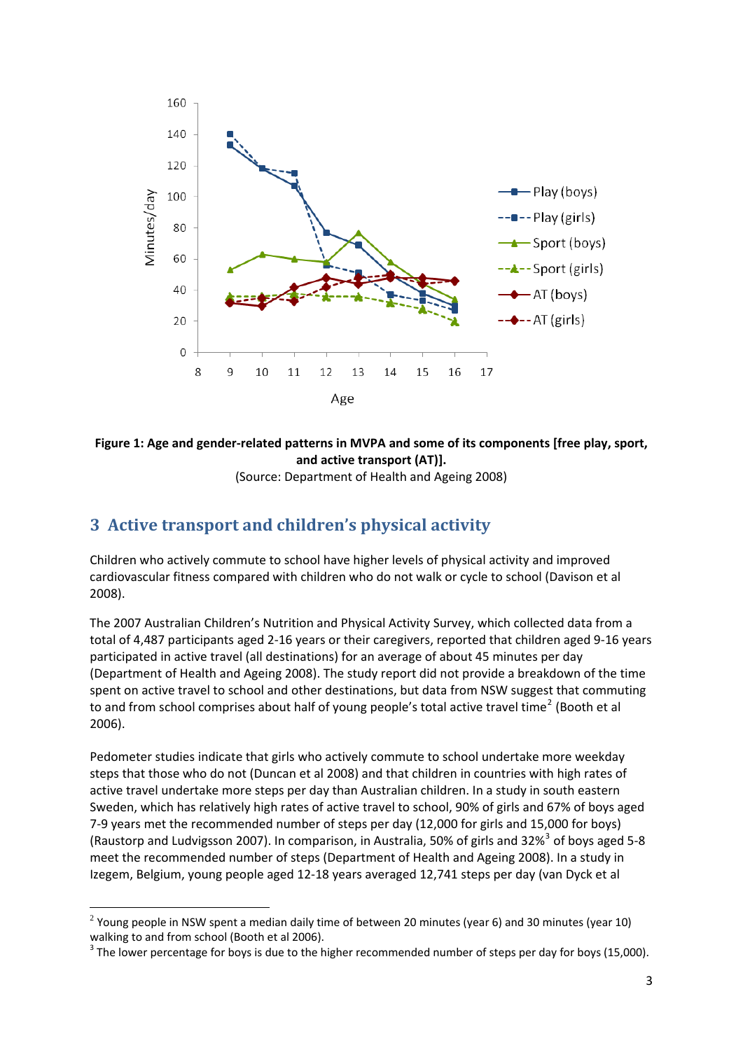Figure 1: Age and gender-related patterns in MVPA and some of its components [free play, sport, and active transport (AT)].

(Source: Department of Health and Ageing 2008)

## 3 Active transport and children's physical activity

Children who actively commute to school have higher levels of physical activity and improved cardiovascular fitness compared with children who do not walk or cycle to school (Davison et al 2008).

The 2007 Australian Children's Nutrition and Physical Activity Survey, which collected data from a total of 4,487 participants aged 2-16 years or their caregivers, reported that children aged 9-16 years participated in active travel (all destinations) for an average of about 45 minutes per day (Department of Health and Ageing 2008). The study report did not provide a breakdown of the time spent on active travel to school and other destinations, but data from NSW suggest that commuting to and from school comprises about half of young people's total active travel time[2] (Booth et al 2006).

Pedometer studies indicate that girls who actively commute to school undertake more weekday steps that those who do not (Duncan et al 2008) and that children in countries with high rates of active travel undertake more steps per day than Australian children. In a study in south eastern Sweden, which has relatively high rates of active travel to school, 90% of girls and 67% of boys aged 7-9 years met the recommended number of steps per day (12,000 for girls and 15,000 for boys) (Raustorp and Ludvigsson 2007). In comparison, in Australia, 50% of girls and 32%[3] of boys aged 5-8 meet the recommended number of steps (Department of Health and Ageing 2008). In a study in Izegem, Belgium, young people aged 12-18 years averaged 12,741 steps per day (van Dyck et al

[2] Young people in NSW spent a median daily time of between 20 minutes (year 6) and 30 minutes (year 10) walking to and from school (Booth et al 2006).

[3] The lower percentage for boys is due to the higher recommended number of steps per day for boys (15,000).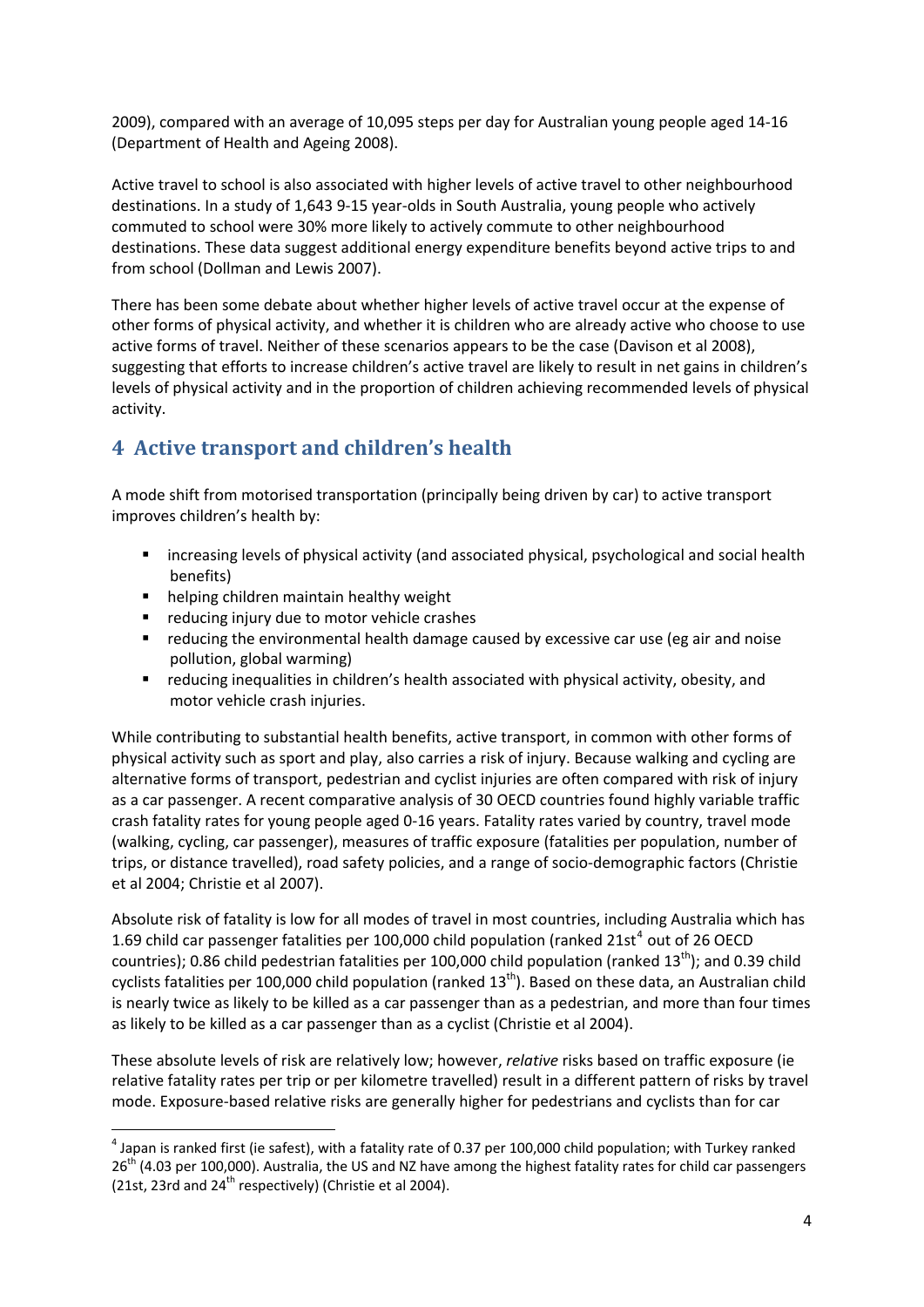2009), compared with an average of 10,095 steps per day for Australian young people aged 14-16 (Department of Health and Ageing 2008).

Active travel to school is also associated with higher levels of active travel to other neighbourhood destinations. In a study of 1,643 9-15 year-olds in South Australia, young people who actively commuted to school were 30% more likely to actively commute to other neighbourhood destinations. These data suggest additional energy expenditure benefits beyond active trips to and from school (Dollman and Lewis 2007).

There has been some debate about whether higher levels of active travel occur at the expense of other forms of physical activity, and whether it is children who are already active who choose to use active forms of travel. Neither of these scenarios appears to be the case (Davison et al 2008), suggesting that efforts to increase children's active travel are likely to result in net gains in children's levels of physical activity and in the proportion of children achieving recommended levels of physical activity.

## 4 Active transport and children's health

A mode shift from motorised transportation (principally being driven by car) to active transport improves children's health by:

- increasing levels of physical activity (and associated physical, psychological and social health benefits)
- helping children maintain healthy weight
- reducing injury due to motor vehicle crashes
- reducing the environmental health damage caused by excessive car use (eg air and noise pollution, global warming)
- reducing inequalities in children's health associated with physical activity, obesity, and motor vehicle crash injuries.

While contributing to substantial health benefits, active transport, in common with other forms of physical activity such as sport and play, also carries a risk of injury. Because walking and cycling are alternative forms of transport, pedestrian and cyclist injuries are often compared with risk of injury as a car passenger. A recent comparative analysis of 30 OECD countries found highly variable traffic crash fatality rates for young people aged 0-16 years. Fatality rates varied by country, travel mode (walking, cycling, car passenger), measures of traffic exposure (fatalities per population, number of trips, or distance travelled), road safety policies, and a range of socio-demographic factors (Christie et al 2004; Christie et al 2007).

Absolute risk of fatality is low for all modes of travel in most countries, including Australia which has 1.69 child car passenger fatalities per 100,000 child population (ranked 21st[4] out of 26 OECD countries); 0.86 child pedestrian fatalities per 100,000 child population (ranked 13th); and 0.39 child cyclists fatalities per 100,000 child population (ranked 13th). Based on these data, an Australian child is nearly twice as likely to be killed as a car passenger than as a pedestrian, and more than four times as likely to be killed as a car passenger than as a cyclist (Christie et al 2004).

These absolute levels of risk are relatively low; however, *relative* risks based on traffic exposure (ie relative fatality rates per trip or per kilometre travelled) result in a different pattern of risks by travel mode. Exposure-based relative risks are generally higher for pedestrians and cyclists than for car

[4] Japan is ranked first (ie safest), with a fatality rate of 0.37 per 100,000 child population; with Turkey ranked 26th (4.03 per 100,000). Australia, the US and NZ have among the highest fatality rates for child car passengers (21st, 23rd and 24th respectively) (Christie et al 2004).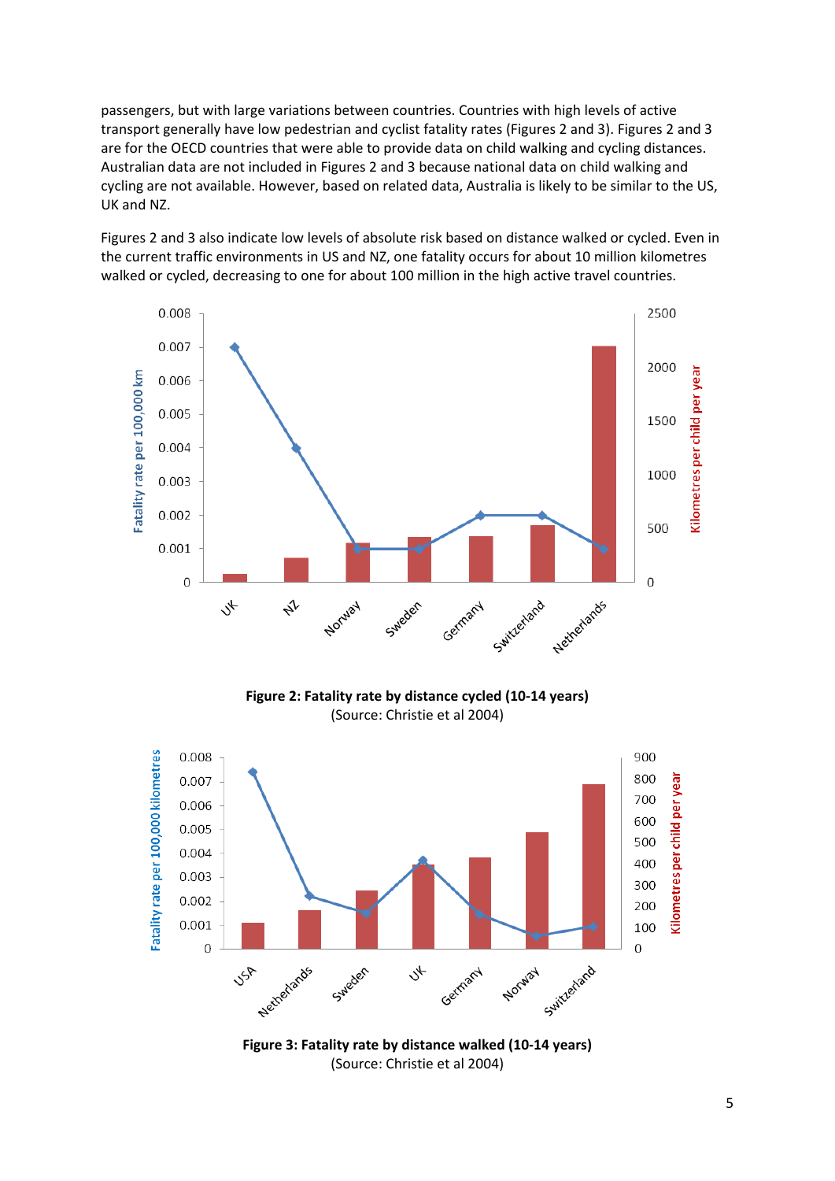passengers, but with large variations between countries. Countries with high levels of active transport generally have low pedestrian and cyclist fatality rates (Figures 2 and 3). Figures 2 and 3 are for the OECD countries that were able to provide data on child walking and cycling distances. Australian data are not included in Figures 2 and 3 because national data on child walking and cycling are not available. However, based on related data, Australia is likely to be similar to the US, UK and NZ.

Figures 2 and 3 also indicate low levels of absolute risk based on distance walked or cycled. Even in the current traffic environments in US and NZ, one fatality occurs for about 10 million kilometres walked or cycled, decreasing to one for about 100 million in the high active travel countries.

**Figure 2: Fatality rate by distance cycled (10-14 years)**
(Source: Christie et al 2004)

**Figure 3: Fatality rate by distance walked (10-14 years)**
(Source: Christie et al 2004)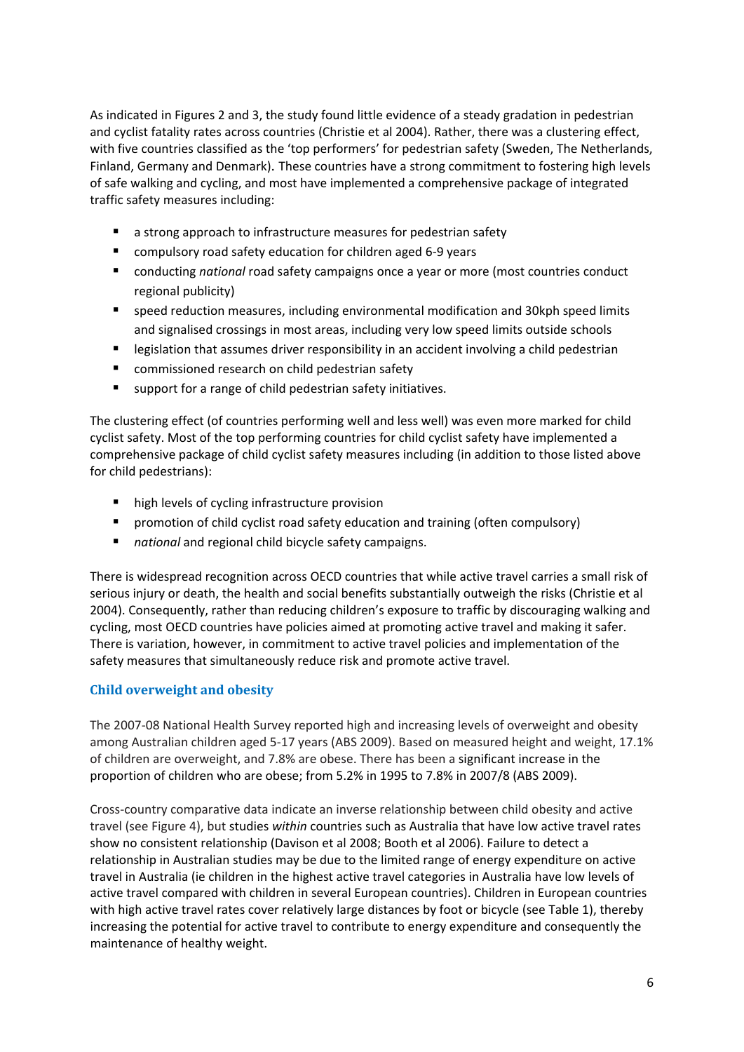As indicated in Figures 2 and 3, the study found little evidence of a steady gradation in pedestrian and cyclist fatality rates across countries (Christie et al 2004). Rather, there was a clustering effect, with five countries classified as the 'top performers' for pedestrian safety (Sweden, The Netherlands, Finland, Germany and Denmark). These countries have a strong commitment to fostering high levels of safe walking and cycling, and most have implemented a comprehensive package of integrated traffic safety measures including:

- a strong approach to infrastructure measures for pedestrian safety
- compulsory road safety education for children aged 6-9 years
- conducting *national* road safety campaigns once a year or more (most countries conduct regional publicity)
- speed reduction measures, including environmental modification and 30kph speed limits and signalised crossings in most areas, including very low speed limits outside schools
- legislation that assumes driver responsibility in an accident involving a child pedestrian
- commissioned research on child pedestrian safety
- support for a range of child pedestrian safety initiatives.

The clustering effect (of countries performing well and less well) was even more marked for child cyclist safety. Most of the top performing countries for child cyclist safety have implemented a comprehensive package of child cyclist safety measures including (in addition to those listed above for child pedestrians):

- high levels of cycling infrastructure provision
- promotion of child cyclist road safety education and training (often compulsory)
- *national* and regional child bicycle safety campaigns.

There is widespread recognition across OECD countries that while active travel carries a small risk of serious injury or death, the health and social benefits substantially outweigh the risks (Christie et al 2004). Consequently, rather than reducing children's exposure to traffic by discouraging walking and cycling, most OECD countries have policies aimed at promoting active travel and making it safer. There is variation, however, in commitment to active travel policies and implementation of the safety measures that simultaneously reduce risk and promote active travel.

## Child overweight and obesity

The 2007-08 National Health Survey reported high and increasing levels of overweight and obesity among Australian children aged 5-17 years (ABS 2009). Based on measured height and weight, 17.1% of children are overweight, and 7.8% are obese. There has been a significant increase in the proportion of children who are obese; from 5.2% in 1995 to 7.8% in 2007/8 (ABS 2009).

Cross-country comparative data indicate an inverse relationship between child obesity and active travel (see Figure 4), but studies *within* countries such as Australia that have low active travel rates show no consistent relationship (Davison et al 2008; Booth et al 2006). Failure to detect a relationship in Australian studies may be due to the limited range of energy expenditure on active travel in Australia (ie children in the highest active travel categories in Australia have low levels of active travel compared with children in several European countries). Children in European countries with high active travel rates cover relatively large distances by foot or bicycle (see Table 1), thereby increasing the potential for active travel to contribute to energy expenditure and consequently the maintenance of healthy weight.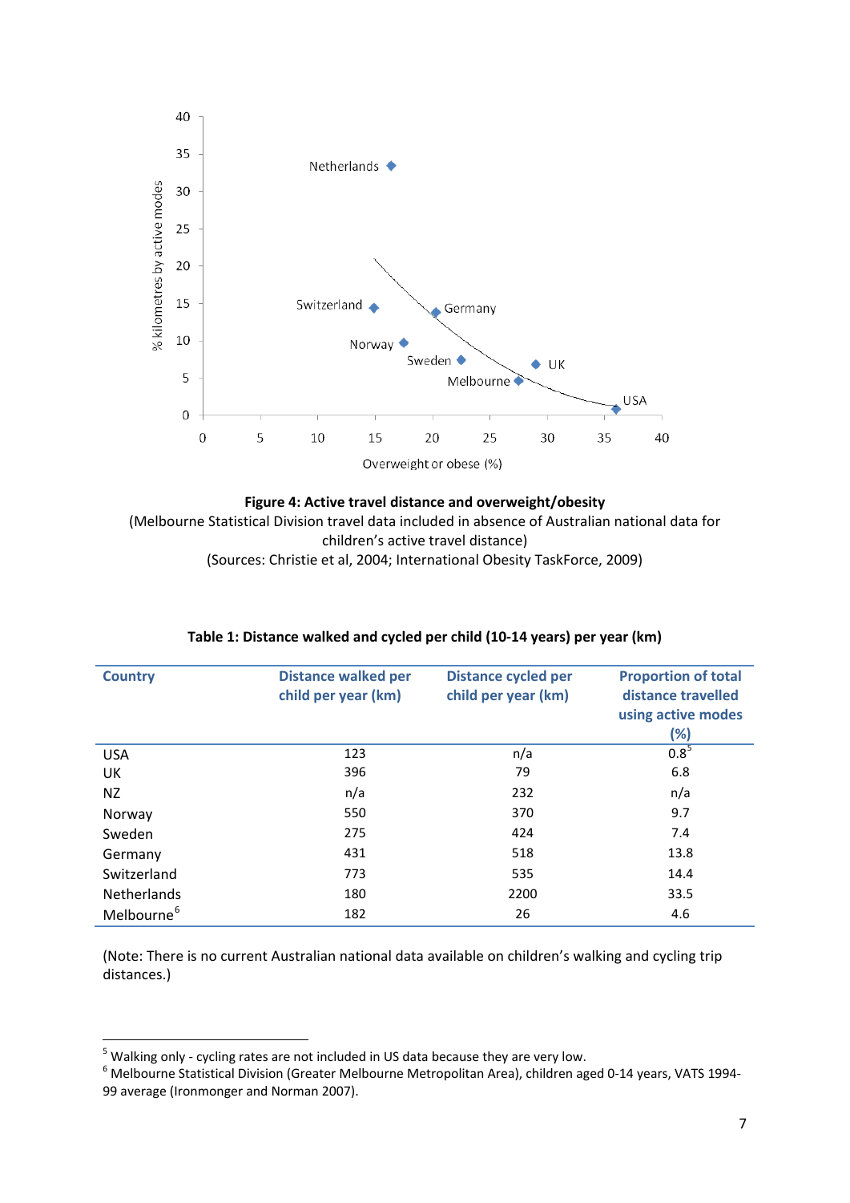**Figure 4: Active travel distance and overweight/obesity**
(Melbourne Statistical Division travel data included in absence of Australian national data for children's active travel distance)
(Sources: Christie et al, 2004; International Obesity TaskForce, 2009)

**Table 1: Distance walked and cycled per child (10-14 years) per year (km)**

| Country | Distance walked per child per year (km) | Distance cycled per child per year (km) | Proportion of total distance travelled using active modes (%) |
|---|---|---|---|
| USA | 123 | n/a | 0.8[5] |
| UK | 396 | 79 | 6.8 |
| NZ | n/a | 232 | n/a |
| Norway | 550 | 370 | 9.7 |
| Sweden | 275 | 424 | 7.4 |
| Germany | 431 | 518 | 13.8 |
| Switzerland | 773 | 535 | 14.4 |
| Netherlands | 180 | 2200 | 33.5 |
| Melbourne[6] | 182 | 26 | 4.6 |

(Note: There is no current Australian national data available on children's walking and cycling trip distances.)

[5] Walking only - cycling rates are not included in US data because they are very low.

[6] Melbourne Statistical Division (Greater Melbourne Metropolitan Area), children aged 0-14 years, VATS 1994-99 average (Ironmonger and Norman 2007).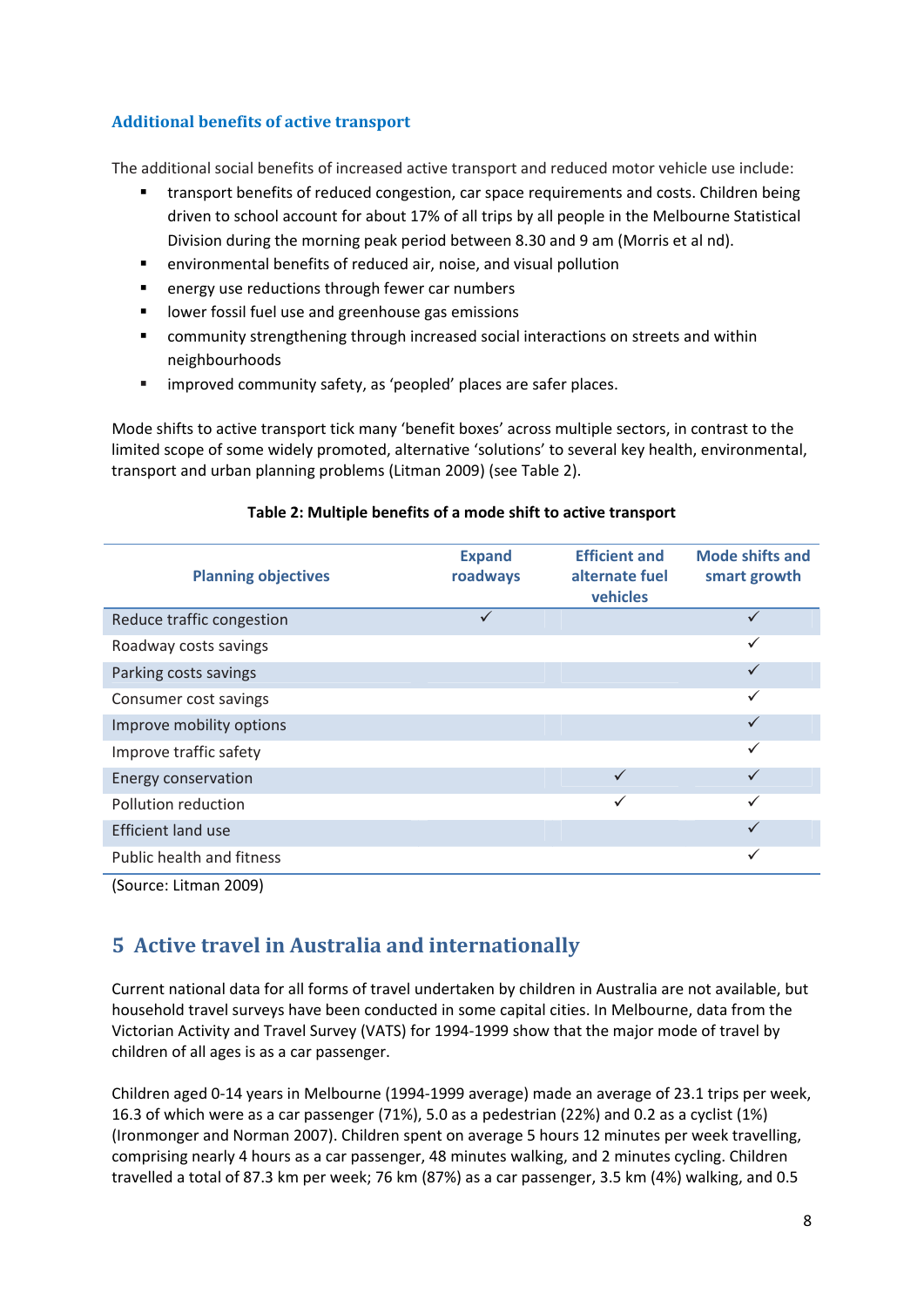### Additional benefits of active transport

The additional social benefits of increased active transport and reduced motor vehicle use include:

- transport benefits of reduced congestion, car space requirements and costs. Children being driven to school account for about 17% of all trips by all people in the Melbourne Statistical Division during the morning peak period between 8.30 and 9 am (Morris et al nd).
- environmental benefits of reduced air, noise, and visual pollution
- energy use reductions through fewer car numbers
- lower fossil fuel use and greenhouse gas emissions
- community strengthening through increased social interactions on streets and within neighbourhoods
- improved community safety, as 'peopled' places are safer places.

Mode shifts to active transport tick many 'benefit boxes' across multiple sectors, in contrast to the limited scope of some widely promoted, alternative 'solutions' to several key health, environmental, transport and urban planning problems (Litman 2009) (see Table 2).

**Table 2: Multiple benefits of a mode shift to active transport**

| Planning objectives | Expand roadways | Efficient and alternate fuel vehicles | Mode shifts and smart growth |
|---|---|---|---|
| Reduce traffic congestion | ✓ | | ✓ |
| Roadway costs savings | | | ✓ |
| Parking costs savings | | | ✓ |
| Consumer cost savings | | | ✓ |
| Improve mobility options | | | ✓ |
| Improve traffic safety | | | ✓ |
| Energy conservation | | ✓ | ✓ |
| Pollution reduction | | ✓ | ✓ |
| Efficient land use | | | ✓ |
| Public health and fitness | | | ✓ |

(Source: Litman 2009)

## 5 Active travel in Australia and internationally

Current national data for all forms of travel undertaken by children in Australia are not available, but household travel surveys have been conducted in some capital cities. In Melbourne, data from the Victorian Activity and Travel Survey (VATS) for 1994-1999 show that the major mode of travel by children of all ages is as a car passenger.

Children aged 0-14 years in Melbourne (1994-1999 average) made an average of 23.1 trips per week, 16.3 of which were as a car passenger (71%), 5.0 as a pedestrian (22%) and 0.2 as a cyclist (1%) (Ironmonger and Norman 2007). Children spent on average 5 hours 12 minutes per week travelling, comprising nearly 4 hours as a car passenger, 48 minutes walking, and 2 minutes cycling. Children travelled a total of 87.3 km per week; 76 km (87%) as a car passenger, 3.5 km (4%) walking, and 0.5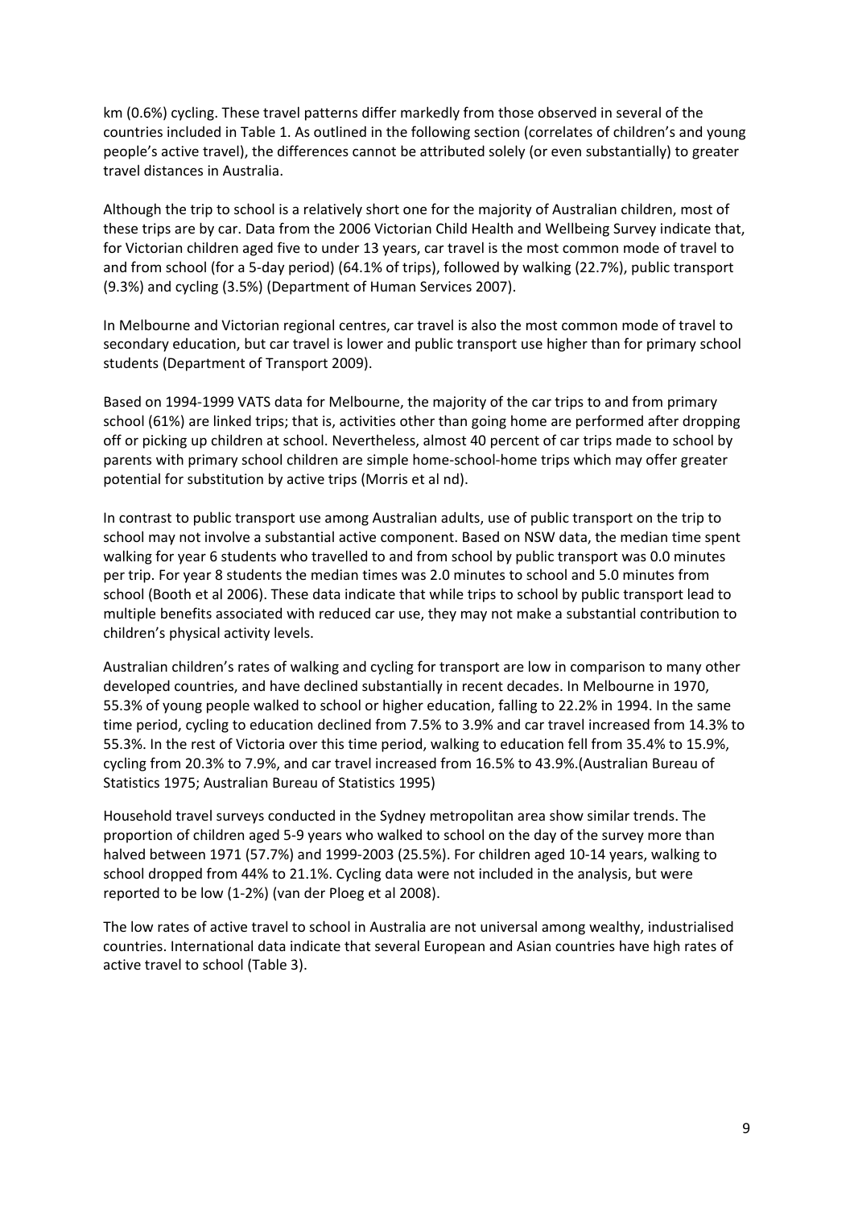km (0.6%) cycling. These travel patterns differ markedly from those observed in several of the countries included in Table 1. As outlined in the following section (correlates of children's and young people's active travel), the differences cannot be attributed solely (or even substantially) to greater travel distances in Australia.

Although the trip to school is a relatively short one for the majority of Australian children, most of these trips are by car. Data from the 2006 Victorian Child Health and Wellbeing Survey indicate that, for Victorian children aged five to under 13 years, car travel is the most common mode of travel to and from school (for a 5-day period) (64.1% of trips), followed by walking (22.7%), public transport (9.3%) and cycling (3.5%) (Department of Human Services 2007).

In Melbourne and Victorian regional centres, car travel is also the most common mode of travel to secondary education, but car travel is lower and public transport use higher than for primary school students (Department of Transport 2009).

Based on 1994-1999 VATS data for Melbourne, the majority of the car trips to and from primary school (61%) are linked trips; that is, activities other than going home are performed after dropping off or picking up children at school. Nevertheless, almost 40 percent of car trips made to school by parents with primary school children are simple home-school-home trips which may offer greater potential for substitution by active trips (Morris et al nd).

In contrast to public transport use among Australian adults, use of public transport on the trip to school may not involve a substantial active component. Based on NSW data, the median time spent walking for year 6 students who travelled to and from school by public transport was 0.0 minutes per trip. For year 8 students the median times was 2.0 minutes to school and 5.0 minutes from school (Booth et al 2006). These data indicate that while trips to school by public transport lead to multiple benefits associated with reduced car use, they may not make a substantial contribution to children's physical activity levels.

Australian children's rates of walking and cycling for transport are low in comparison to many other developed countries, and have declined substantially in recent decades. In Melbourne in 1970, 55.3% of young people walked to school or higher education, falling to 22.2% in 1994. In the same time period, cycling to education declined from 7.5% to 3.9% and car travel increased from 14.3% to 55.3%. In the rest of Victoria over this time period, walking to education fell from 35.4% to 15.9%, cycling from 20.3% to 7.9%, and car travel increased from 16.5% to 43.9%.(Australian Bureau of Statistics 1975; Australian Bureau of Statistics 1995)

Household travel surveys conducted in the Sydney metropolitan area show similar trends. The proportion of children aged 5-9 years who walked to school on the day of the survey more than halved between 1971 (57.7%) and 1999-2003 (25.5%). For children aged 10-14 years, walking to school dropped from 44% to 21.1%. Cycling data were not included in the analysis, but were reported to be low (1-2%) (van der Ploeg et al 2008).

The low rates of active travel to school in Australia are not universal among wealthy, industrialised countries. International data indicate that several European and Asian countries have high rates of active travel to school (Table 3).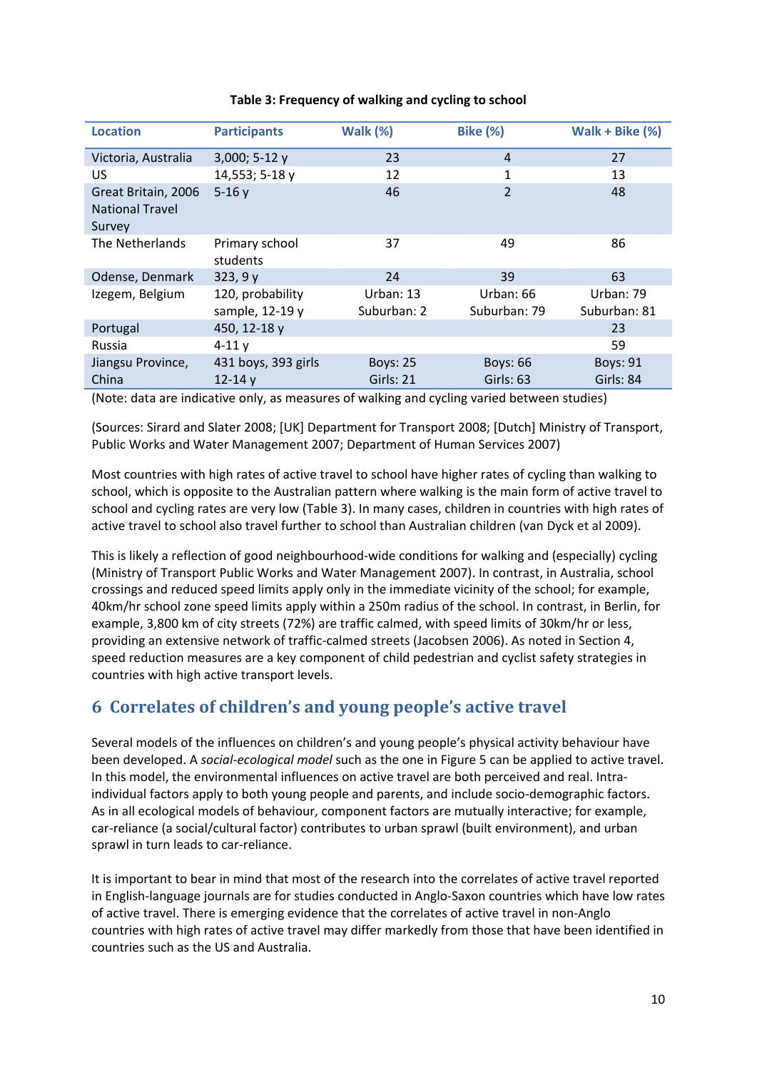**Table 3: Frequency of walking and cycling to school**

| Location | Participants | Walk (%) | Bike (%) | Walk + Bike (%) |
|---|---|---|---|---|
| Victoria, Australia | 3,000; 5-12 y | 23 | 4 | 27 |
| US | 14,553; 5-18 y | 12 | 1 | 13 |
| Great Britain, 2006 National Travel Survey | 5-16 y | 46 | 2 | 48 |
| The Netherlands | Primary school students | 37 | 49 | 86 |
| Odense, Denmark | 323, 9 y | 24 | 39 | 63 |
| Izegem, Belgium | 120, probability sample, 12-19 y | Urban: 13<br>Suburban: 2 | Urban: 66<br>Suburban: 79 | Urban: 79<br>Suburban: 81 |
| Portugal | 450, 12-18 y | | | 23 |
| Russia | 4-11 y | | | 59 |
| Jiangsu Province, China | 431 boys, 393 girls 12-14 y | Boys: 25<br>Girls: 21 | Boys: 66<br>Girls: 63 | Boys: 91<br>Girls: 84 |

(Note: data are indicative only, as measures of walking and cycling varied between studies)

(Sources: Sirard and Slater 2008; [UK] Department for Transport 2008; [Dutch] Ministry of Transport, Public Works and Water Management 2007; Department of Human Services 2007)

Most countries with high rates of active travel to school have higher rates of cycling than walking to school, which is opposite to the Australian pattern where walking is the main form of active travel to school and cycling rates are very low (Table 3). In many cases, children in countries with high rates of active travel to school also travel further to school than Australian children (van Dyck et al 2009).

This is likely a reflection of good neighbourhood-wide conditions for walking and (especially) cycling (Ministry of Transport Public Works and Water Management 2007). In contrast, in Australia, school crossings and reduced speed limits apply only in the immediate vicinity of the school; for example, 40km/hr school zone speed limits apply within a 250m radius of the school. In contrast, in Berlin, for example, 3,800 km of city streets (72%) are traffic calmed, with speed limits of 30km/hr or less, providing an extensive network of traffic-calmed streets (Jacobsen 2006). As noted in Section 4, speed reduction measures are a key component of child pedestrian and cyclist safety strategies in countries with high active transport levels.

# 6 Correlates of children's and young people's active travel

Several models of the influences on children's and young people's physical activity behaviour have been developed. A *social-ecological model* such as the one in Figure 5 can be applied to active travel. In this model, the environmental influences on active travel are both perceived and real. Intra-individual factors apply to both young people and parents, and include socio-demographic factors. As in all ecological models of behaviour, component factors are mutually interactive; for example, car-reliance (a social/cultural factor) contributes to urban sprawl (built environment), and urban sprawl in turn leads to car-reliance.

It is important to bear in mind that most of the research into the correlates of active travel reported in English-language journals are for studies conducted in Anglo-Saxon countries which have low rates of active travel. There is emerging evidence that the correlates of active travel in non-Anglo countries with high rates of active travel may differ markedly from those that have been identified in countries such as the US and Australia.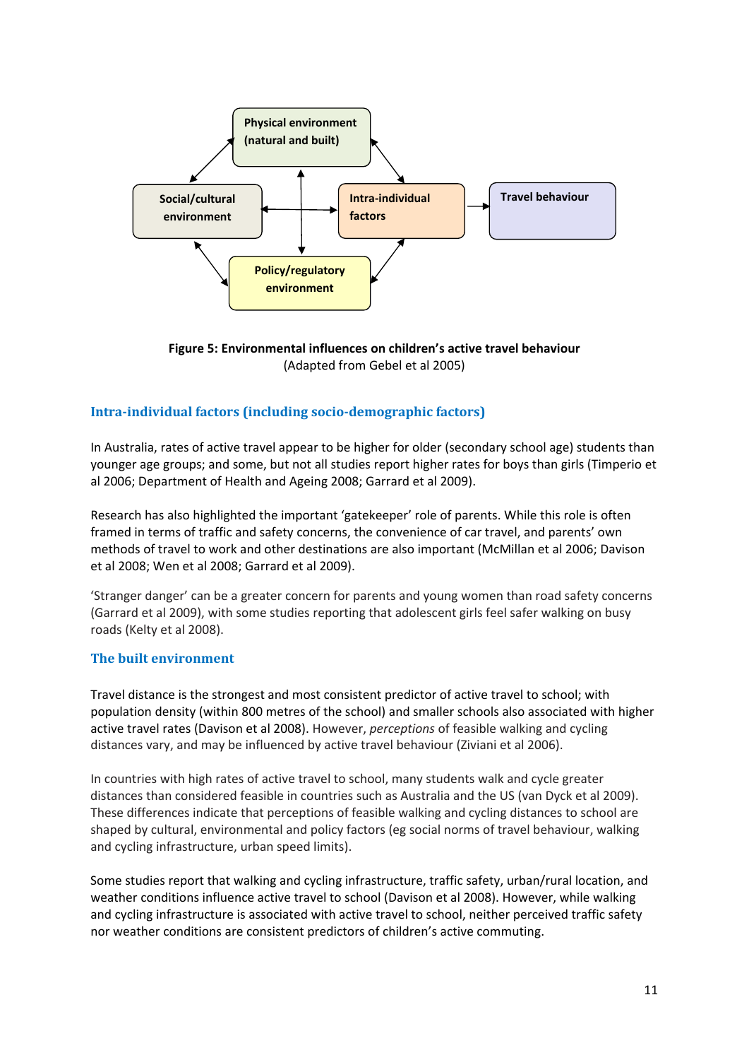Physical environment (natural and built)

Social/cultural environment

Intra-individual factors

Travel behaviour

Policy/regulatory environment

**Figure 5: Environmental influences on children's active travel behaviour**
(Adapted from Gebel et al 2005)

## Intra-individual factors (including socio-demographic factors)

In Australia, rates of active travel appear to be higher for older (secondary school age) students than younger age groups; and some, but not all studies report higher rates for boys than girls (Timperio et al 2006; Department of Health and Ageing 2008; Garrard et al 2009).

Research has also highlighted the important 'gatekeeper' role of parents. While this role is often framed in terms of traffic and safety concerns, the convenience of car travel, and parents' own methods of travel to work and other destinations are also important (McMillan et al 2006; Davison et al 2008; Wen et al 2008; Garrard et al 2009).

'Stranger danger' can be a greater concern for parents and young women than road safety concerns (Garrard et al 2009), with some studies reporting that adolescent girls feel safer walking on busy roads (Kelty et al 2008).

## The built environment

Travel distance is the strongest and most consistent predictor of active travel to school; with population density (within 800 metres of the school) and smaller schools also associated with higher active travel rates (Davison et al 2008). However, *perceptions* of feasible walking and cycling distances vary, and may be influenced by active travel behaviour (Ziviani et al 2006).

In countries with high rates of active travel to school, many students walk and cycle greater distances than considered feasible in countries such as Australia and the US (van Dyck et al 2009). These differences indicate that perceptions of feasible walking and cycling distances to school are shaped by cultural, environmental and policy factors (eg social norms of travel behaviour, walking and cycling infrastructure, urban speed limits).

Some studies report that walking and cycling infrastructure, traffic safety, urban/rural location, and weather conditions influence active travel to school (Davison et al 2008). However, while walking and cycling infrastructure is associated with active travel to school, neither perceived traffic safety nor weather conditions are consistent predictors of children's active commuting.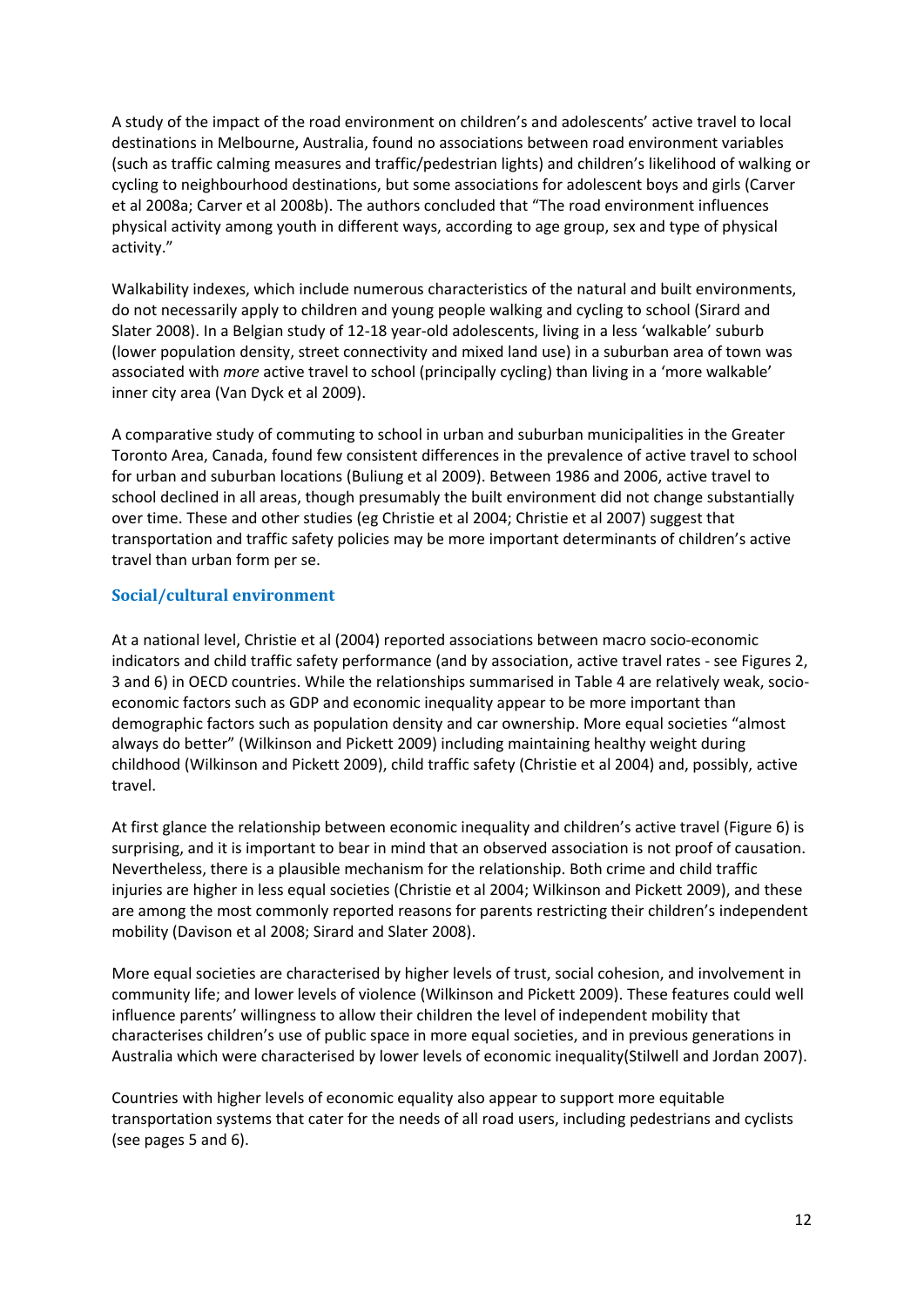A study of the impact of the road environment on children's and adolescents' active travel to local destinations in Melbourne, Australia, found no associations between road environment variables (such as traffic calming measures and traffic/pedestrian lights) and children's likelihood of walking or cycling to neighbourhood destinations, but some associations for adolescent boys and girls (Carver et al 2008a; Carver et al 2008b). The authors concluded that "The road environment influences physical activity among youth in different ways, according to age group, sex and type of physical activity."

Walkability indexes, which include numerous characteristics of the natural and built environments, do not necessarily apply to children and young people walking and cycling to school (Sirard and Slater 2008). In a Belgian study of 12-18 year-old adolescents, living in a less 'walkable' suburb (lower population density, street connectivity and mixed land use) in a suburban area of town was associated with *more* active travel to school (principally cycling) than living in a 'more walkable' inner city area (Van Dyck et al 2009).

A comparative study of commuting to school in urban and suburban municipalities in the Greater Toronto Area, Canada, found few consistent differences in the prevalence of active travel to school for urban and suburban locations (Buliung et al 2009). Between 1986 and 2006, active travel to school declined in all areas, though presumably the built environment did not change substantially over time. These and other studies (eg Christie et al 2004; Christie et al 2007) suggest that transportation and traffic safety policies may be more important determinants of children's active travel than urban form per se.

### Social/cultural environment

At a national level, Christie et al (2004) reported associations between macro socio-economic indicators and child traffic safety performance (and by association, active travel rates - see Figures 2, 3 and 6) in OECD countries. While the relationships summarised in Table 4 are relatively weak, socio-economic factors such as GDP and economic inequality appear to be more important than demographic factors such as population density and car ownership. More equal societies "almost always do better" (Wilkinson and Pickett 2009) including maintaining healthy weight during childhood (Wilkinson and Pickett 2009), child traffic safety (Christie et al 2004) and, possibly, active travel.

At first glance the relationship between economic inequality and children's active travel (Figure 6) is surprising, and it is important to bear in mind that an observed association is not proof of causation. Nevertheless, there is a plausible mechanism for the relationship. Both crime and child traffic injuries are higher in less equal societies (Christie et al 2004; Wilkinson and Pickett 2009), and these are among the most commonly reported reasons for parents restricting their children's independent mobility (Davison et al 2008; Sirard and Slater 2008).

More equal societies are characterised by higher levels of trust, social cohesion, and involvement in community life; and lower levels of violence (Wilkinson and Pickett 2009). These features could well influence parents' willingness to allow their children the level of independent mobility that characterises children's use of public space in more equal societies, and in previous generations in Australia which were characterised by lower levels of economic inequality(Stilwell and Jordan 2007).

Countries with higher levels of economic equality also appear to support more equitable transportation systems that cater for the needs of all road users, including pedestrians and cyclists (see pages 5 and 6).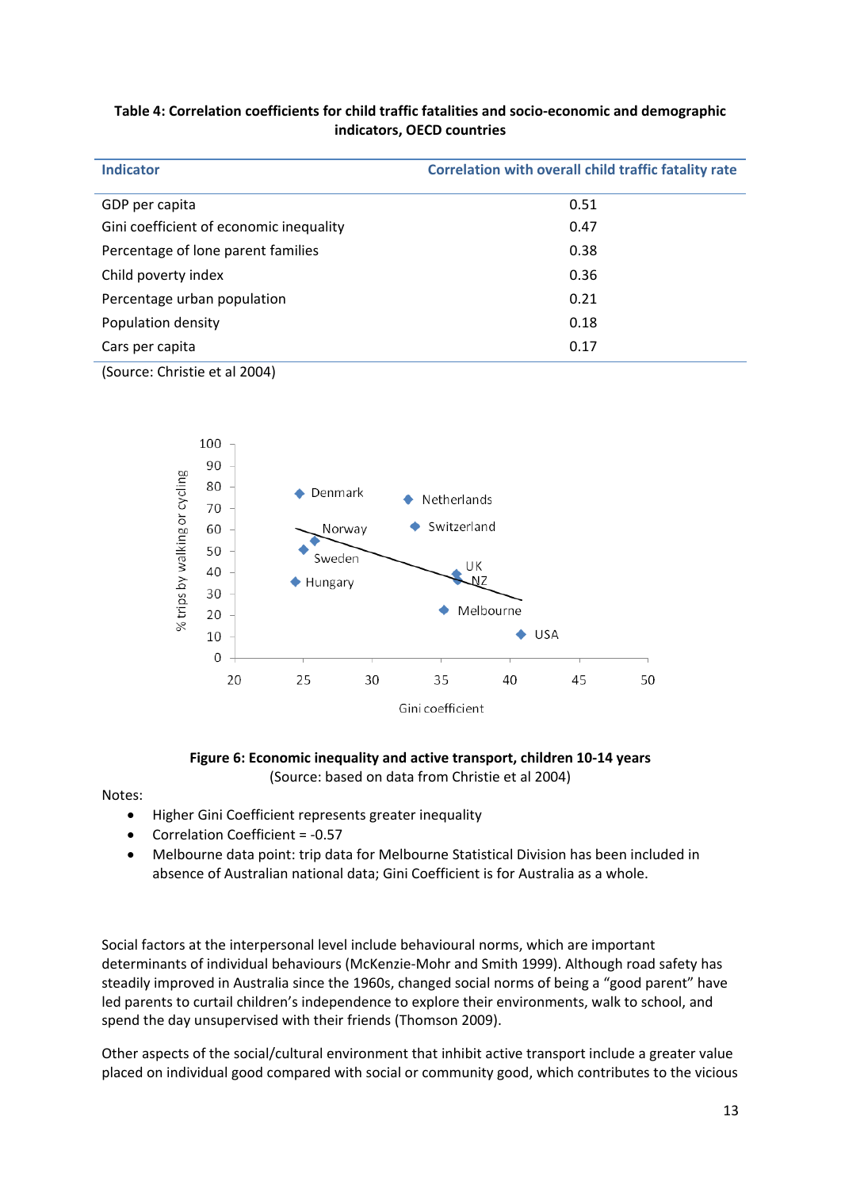**Table 4: Correlation coefficients for child traffic fatalities and socio-economic and demographic indicators, OECD countries**

| Indicator | Correlation with overall child traffic fatality rate |
|---|---|
| GDP per capita | 0.51 |
| Gini coefficient of economic inequality | 0.47 |
| Percentage of lone parent families | 0.38 |
| Child poverty index | 0.36 |
| Percentage urban population | 0.21 |
| Population density | 0.18 |
| Cars per capita | 0.17 |

(Source: Christie et al 2004)

**Figure 6: Economic inequality and active transport, children 10-14 years**
(Source: based on data from Christie et al 2004)

Notes:

- Higher Gini Coefficient represents greater inequality
- Correlation Coefficient = -0.57
- Melbourne data point: trip data for Melbourne Statistical Division has been included in absence of Australian national data; Gini Coefficient is for Australia as a whole.

Social factors at the interpersonal level include behavioural norms, which are important determinants of individual behaviours (McKenzie-Mohr and Smith 1999). Although road safety has steadily improved in Australia since the 1960s, changed social norms of being a "good parent" have led parents to curtail children's independence to explore their environments, walk to school, and spend the day unsupervised with their friends (Thomson 2009).

Other aspects of the social/cultural environment that inhibit active transport include a greater value placed on individual good compared with social or community good, which contributes to the vicious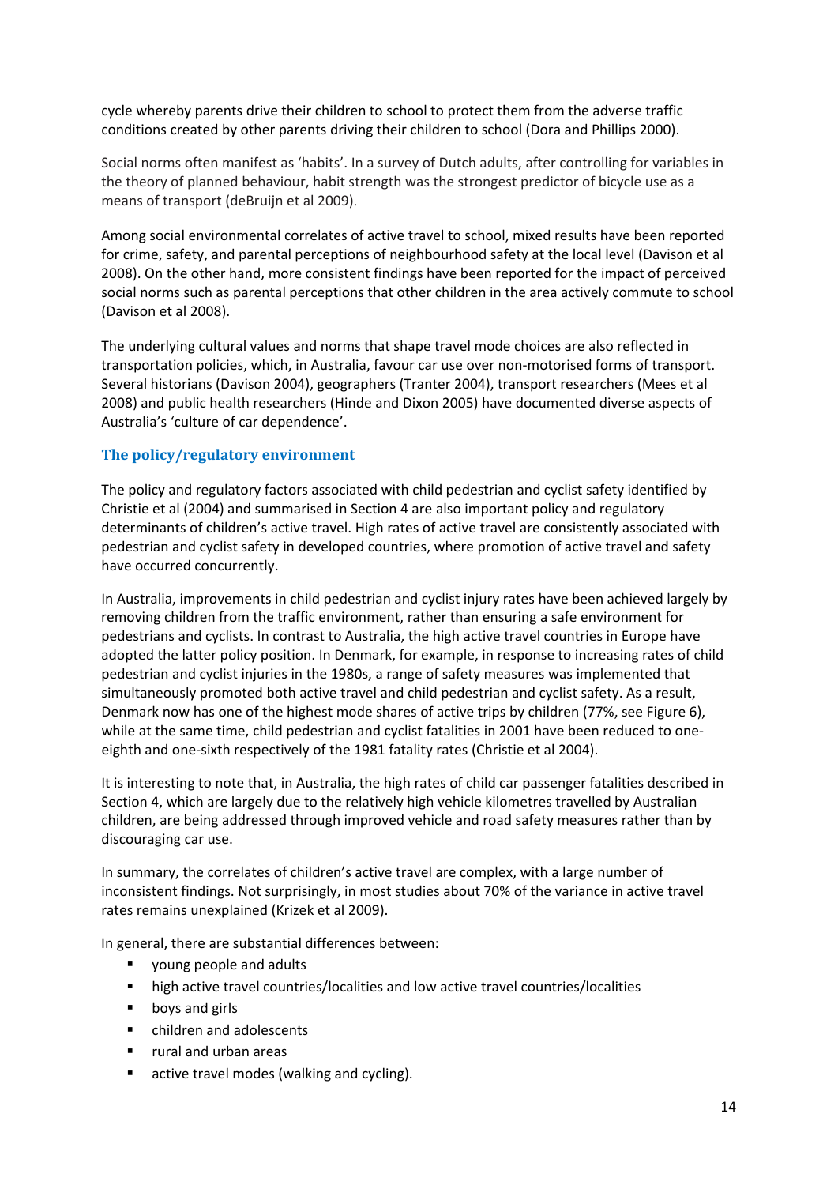cycle whereby parents drive their children to school to protect them from the adverse traffic conditions created by other parents driving their children to school (Dora and Phillips 2000).

Social norms often manifest as 'habits'. In a survey of Dutch adults, after controlling for variables in the theory of planned behaviour, habit strength was the strongest predictor of bicycle use as a means of transport (deBruijn et al 2009).

Among social environmental correlates of active travel to school, mixed results have been reported for crime, safety, and parental perceptions of neighbourhood safety at the local level (Davison et al 2008). On the other hand, more consistent findings have been reported for the impact of perceived social norms such as parental perceptions that other children in the area actively commute to school (Davison et al 2008).

The underlying cultural values and norms that shape travel mode choices are also reflected in transportation policies, which, in Australia, favour car use over non-motorised forms of transport. Several historians (Davison 2004), geographers (Tranter 2004), transport researchers (Mees et al 2008) and public health researchers (Hinde and Dixon 2005) have documented diverse aspects of Australia's 'culture of car dependence'.

### The policy/regulatory environment

The policy and regulatory factors associated with child pedestrian and cyclist safety identified by Christie et al (2004) and summarised in Section 4 are also important policy and regulatory determinants of children's active travel. High rates of active travel are consistently associated with pedestrian and cyclist safety in developed countries, where promotion of active travel and safety have occurred concurrently.

In Australia, improvements in child pedestrian and cyclist injury rates have been achieved largely by removing children from the traffic environment, rather than ensuring a safe environment for pedestrians and cyclists. In contrast to Australia, the high active travel countries in Europe have adopted the latter policy position. In Denmark, for example, in response to increasing rates of child pedestrian and cyclist injuries in the 1980s, a range of safety measures was implemented that simultaneously promoted both active travel and child pedestrian and cyclist safety. As a result, Denmark now has one of the highest mode shares of active trips by children (77%, see Figure 6), while at the same time, child pedestrian and cyclist fatalities in 2001 have been reduced to one-eighth and one-sixth respectively of the 1981 fatality rates (Christie et al 2004).

It is interesting to note that, in Australia, the high rates of child car passenger fatalities described in Section 4, which are largely due to the relatively high vehicle kilometres travelled by Australian children, are being addressed through improved vehicle and road safety measures rather than by discouraging car use.

In summary, the correlates of children's active travel are complex, with a large number of inconsistent findings. Not surprisingly, in most studies about 70% of the variance in active travel rates remains unexplained (Krizek et al 2009).

In general, there are substantial differences between:

- young people and adults
- high active travel countries/localities and low active travel countries/localities
- boys and girls
- children and adolescents
- rural and urban areas
- active travel modes (walking and cycling).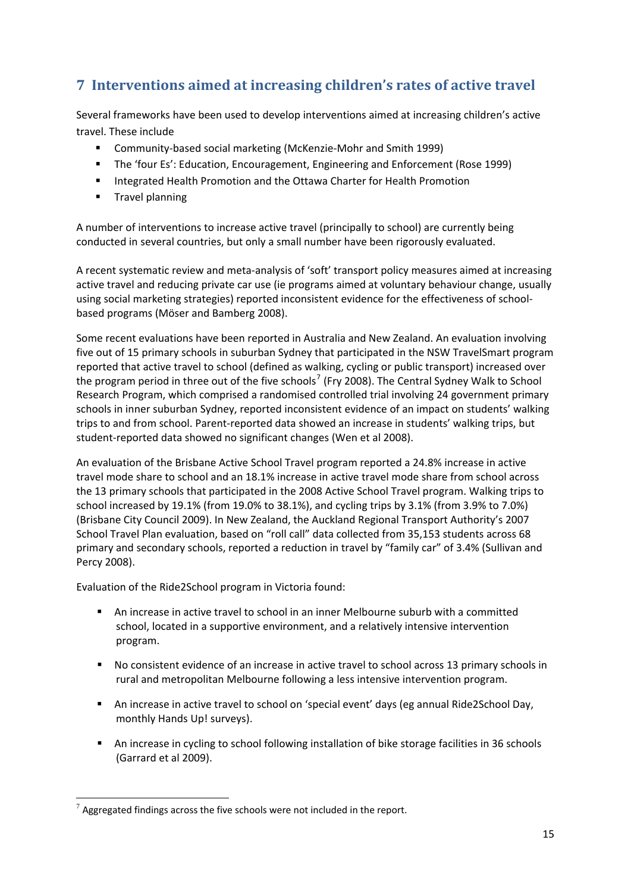# 7 Interventions aimed at increasing children's rates of active travel

Several frameworks have been used to develop interventions aimed at increasing children's active travel. These include

- Community-based social marketing (McKenzie-Mohr and Smith 1999)
- The 'four Es': Education, Encouragement, Engineering and Enforcement (Rose 1999)
- Integrated Health Promotion and the Ottawa Charter for Health Promotion
- Travel planning

A number of interventions to increase active travel (principally to school) are currently being conducted in several countries, but only a small number have been rigorously evaluated.

A recent systematic review and meta-analysis of 'soft' transport policy measures aimed at increasing active travel and reducing private car use (ie programs aimed at voluntary behaviour change, usually using social marketing strategies) reported inconsistent evidence for the effectiveness of school-based programs (Möser and Bamberg 2008).

Some recent evaluations have been reported in Australia and New Zealand. An evaluation involving five out of 15 primary schools in suburban Sydney that participated in the NSW TravelSmart program reported that active travel to school (defined as walking, cycling or public transport) increased over the program period in three out of the five schools[7] (Fry 2008). The Central Sydney Walk to School Research Program, which comprised a randomised controlled trial involving 24 government primary schools in inner suburban Sydney, reported inconsistent evidence of an impact on students' walking trips to and from school. Parent-reported data showed an increase in students' walking trips, but student-reported data showed no significant changes (Wen et al 2008).

An evaluation of the Brisbane Active School Travel program reported a 24.8% increase in active travel mode share to school and an 18.1% increase in active travel mode share from school across the 13 primary schools that participated in the 2008 Active School Travel program. Walking trips to school increased by 19.1% (from 19.0% to 38.1%), and cycling trips by 3.1% (from 3.9% to 7.0%) (Brisbane City Council 2009). In New Zealand, the Auckland Regional Transport Authority's 2007 School Travel Plan evaluation, based on "roll call" data collected from 35,153 students across 68 primary and secondary schools, reported a reduction in travel by "family car" of 3.4% (Sullivan and Percy 2008).

Evaluation of the Ride2School program in Victoria found:

- An increase in active travel to school in an inner Melbourne suburb with a committed school, located in a supportive environment, and a relatively intensive intervention program.
- No consistent evidence of an increase in active travel to school across 13 primary schools in rural and metropolitan Melbourne following a less intensive intervention program.
- An increase in active travel to school on 'special event' days (eg annual Ride2School Day, monthly Hands Up! surveys).
- An increase in cycling to school following installation of bike storage facilities in 36 schools (Garrard et al 2009).

[7] Aggregated findings across the five schools were not included in the report.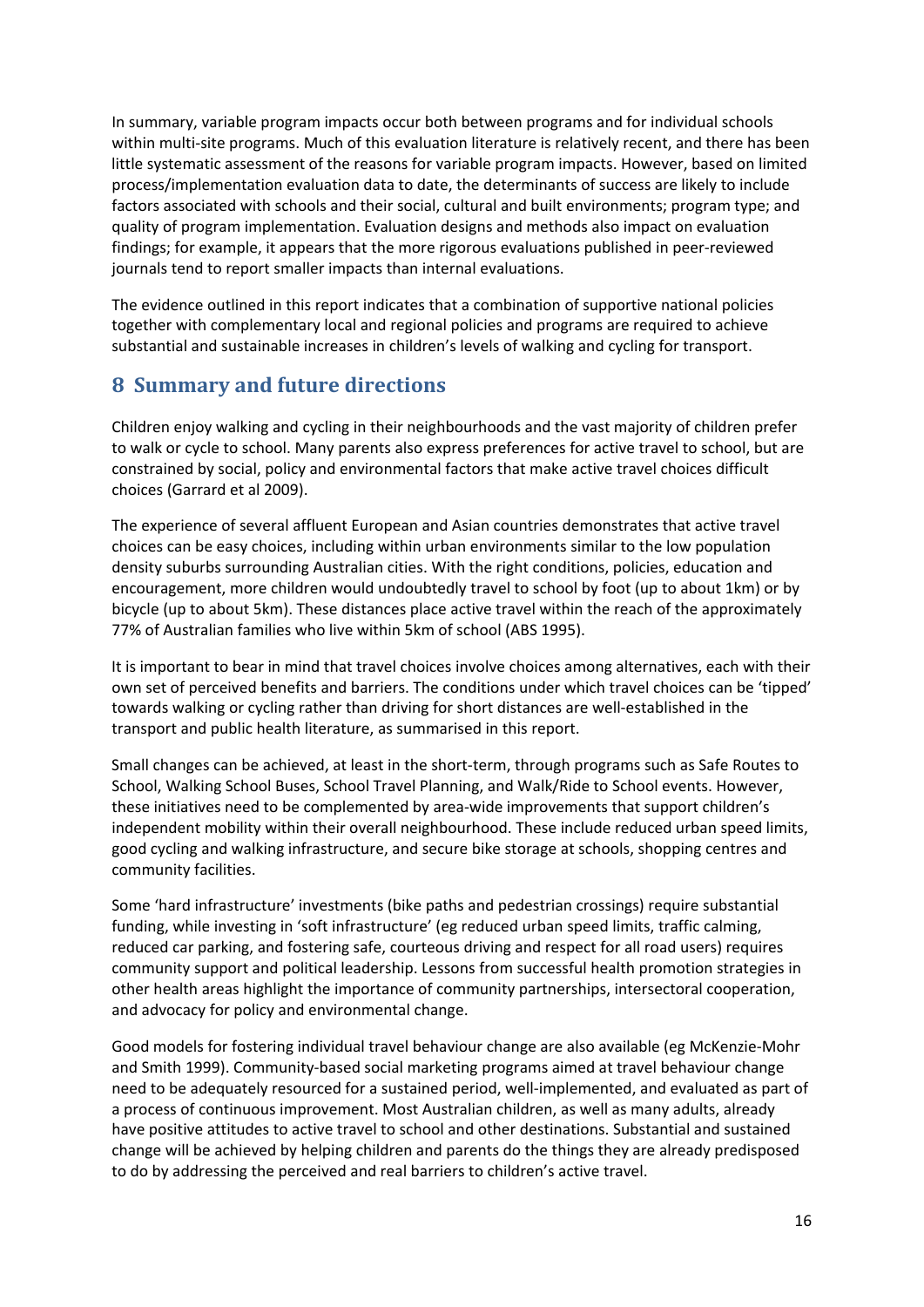In summary, variable program impacts occur both between programs and for individual schools within multi-site programs. Much of this evaluation literature is relatively recent, and there has been little systematic assessment of the reasons for variable program impacts. However, based on limited process/implementation evaluation data to date, the determinants of success are likely to include factors associated with schools and their social, cultural and built environments; program type; and quality of program implementation. Evaluation designs and methods also impact on evaluation findings; for example, it appears that the more rigorous evaluations published in peer-reviewed journals tend to report smaller impacts than internal evaluations.

The evidence outlined in this report indicates that a combination of supportive national policies together with complementary local and regional policies and programs are required to achieve substantial and sustainable increases in children's levels of walking and cycling for transport.

# 8 Summary and future directions

Children enjoy walking and cycling in their neighbourhoods and the vast majority of children prefer to walk or cycle to school. Many parents also express preferences for active travel to school, but are constrained by social, policy and environmental factors that make active travel choices difficult choices (Garrard et al 2009).

The experience of several affluent European and Asian countries demonstrates that active travel choices can be easy choices, including within urban environments similar to the low population density suburbs surrounding Australian cities. With the right conditions, policies, education and encouragement, more children would undoubtedly travel to school by foot (up to about 1km) or by bicycle (up to about 5km). These distances place active travel within the reach of the approximately 77% of Australian families who live within 5km of school (ABS 1995).

It is important to bear in mind that travel choices involve choices among alternatives, each with their own set of perceived benefits and barriers. The conditions under which travel choices can be 'tipped' towards walking or cycling rather than driving for short distances are well-established in the transport and public health literature, as summarised in this report.

Small changes can be achieved, at least in the short-term, through programs such as Safe Routes to School, Walking School Buses, School Travel Planning, and Walk/Ride to School events. However, these initiatives need to be complemented by area-wide improvements that support children's independent mobility within their overall neighbourhood. These include reduced urban speed limits, good cycling and walking infrastructure, and secure bike storage at schools, shopping centres and community facilities.

Some 'hard infrastructure' investments (bike paths and pedestrian crossings) require substantial funding, while investing in 'soft infrastructure' (eg reduced urban speed limits, traffic calming, reduced car parking, and fostering safe, courteous driving and respect for all road users) requires community support and political leadership. Lessons from successful health promotion strategies in other health areas highlight the importance of community partnerships, intersectoral cooperation, and advocacy for policy and environmental change.

Good models for fostering individual travel behaviour change are also available (eg McKenzie-Mohr and Smith 1999). Community-based social marketing programs aimed at travel behaviour change need to be adequately resourced for a sustained period, well-implemented, and evaluated as part of a process of continuous improvement. Most Australian children, as well as many adults, already have positive attitudes to active travel to school and other destinations. Substantial and sustained change will be achieved by helping children and parents do the things they are already predisposed to do by addressing the perceived and real barriers to children's active travel.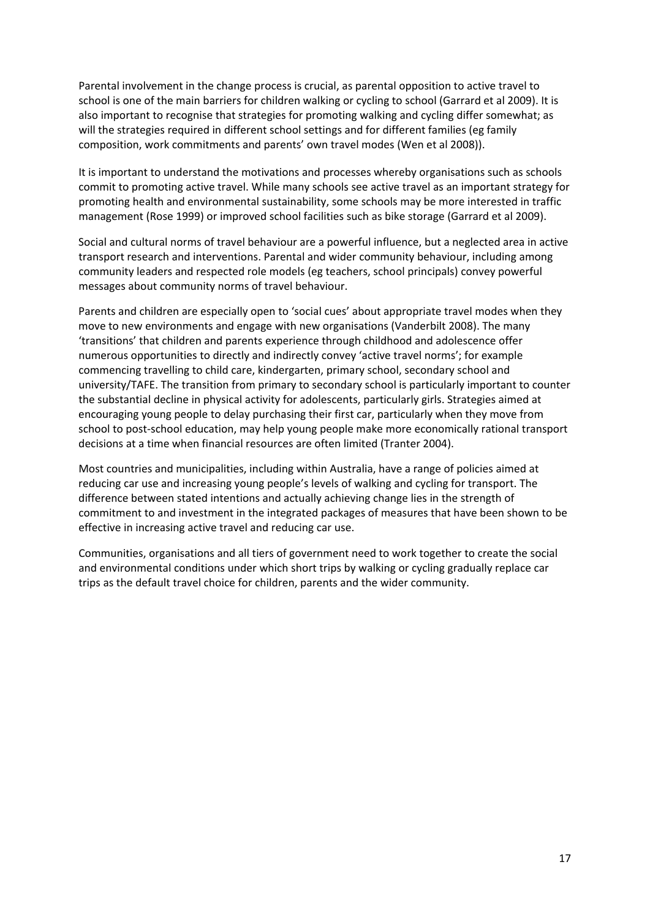Parental involvement in the change process is crucial, as parental opposition to active travel to school is one of the main barriers for children walking or cycling to school (Garrard et al 2009). It is also important to recognise that strategies for promoting walking and cycling differ somewhat; as will the strategies required in different school settings and for different families (eg family composition, work commitments and parents' own travel modes (Wen et al 2008)).

It is important to understand the motivations and processes whereby organisations such as schools commit to promoting active travel. While many schools see active travel as an important strategy for promoting health and environmental sustainability, some schools may be more interested in traffic management (Rose 1999) or improved school facilities such as bike storage (Garrard et al 2009).

Social and cultural norms of travel behaviour are a powerful influence, but a neglected area in active transport research and interventions. Parental and wider community behaviour, including among community leaders and respected role models (eg teachers, school principals) convey powerful messages about community norms of travel behaviour.

Parents and children are especially open to 'social cues' about appropriate travel modes when they move to new environments and engage with new organisations (Vanderbilt 2008). The many 'transitions' that children and parents experience through childhood and adolescence offer numerous opportunities to directly and indirectly convey 'active travel norms'; for example commencing travelling to child care, kindergarten, primary school, secondary school and university/TAFE. The transition from primary to secondary school is particularly important to counter the substantial decline in physical activity for adolescents, particularly girls. Strategies aimed at encouraging young people to delay purchasing their first car, particularly when they move from school to post-school education, may help young people make more economically rational transport decisions at a time when financial resources are often limited (Tranter 2004).

Most countries and municipalities, including within Australia, have a range of policies aimed at reducing car use and increasing young people's levels of walking and cycling for transport. The difference between stated intentions and actually achieving change lies in the strength of commitment to and investment in the integrated packages of measures that have been shown to be effective in increasing active travel and reducing car use.

Communities, organisations and all tiers of government need to work together to create the social and environmental conditions under which short trips by walking or cycling gradually replace car trips as the default travel choice for children, parents and the wider community.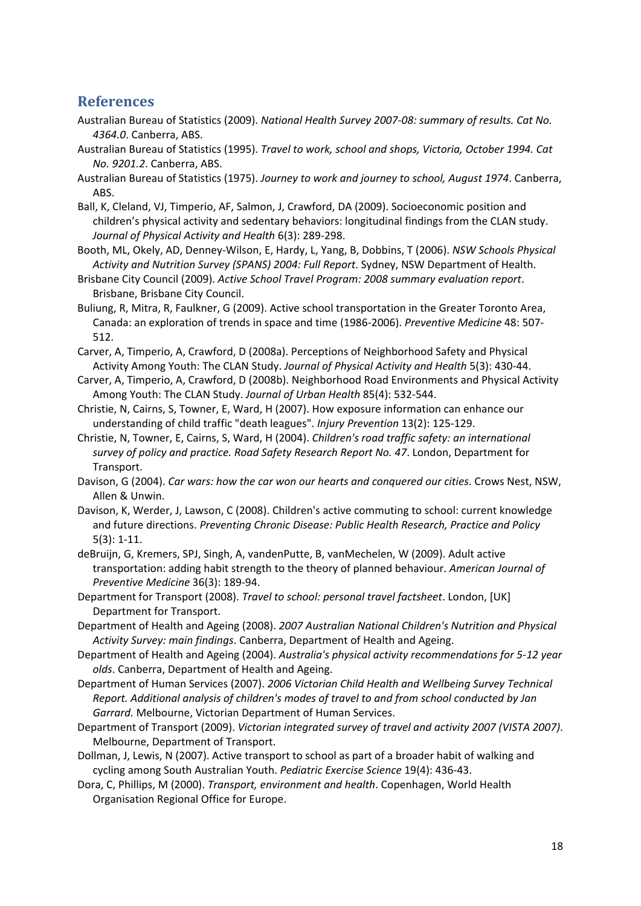## References

Australian Bureau of Statistics (2009). *National Health Survey 2007-08: summary of results. Cat No. 4364.0*. Canberra, ABS.

Australian Bureau of Statistics (1995). *Travel to work, school and shops, Victoria, October 1994. Cat No. 9201.2*. Canberra, ABS.

Australian Bureau of Statistics (1975). *Journey to work and journey to school, August 1974*. Canberra, ABS.

Ball, K, Cleland, VJ, Timperio, AF, Salmon, J, Crawford, DA (2009). Socioeconomic position and children's physical activity and sedentary behaviors: longitudinal findings from the CLAN study. *Journal of Physical Activity and Health* 6(3): 289-298.

Booth, ML, Okely, AD, Denney-Wilson, E, Hardy, L, Yang, B, Dobbins, T (2006). *NSW Schools Physical Activity and Nutrition Survey (SPANS) 2004: Full Report*. Sydney, NSW Department of Health.

Brisbane City Council (2009). *Active School Travel Program: 2008 summary evaluation report*. Brisbane, Brisbane City Council.

Buliung, R, Mitra, R, Faulkner, G (2009). Active school transportation in the Greater Toronto Area, Canada: an exploration of trends in space and time (1986-2006). *Preventive Medicine* 48: 507-512.

Carver, A, Timperio, A, Crawford, D (2008a). Perceptions of Neighborhood Safety and Physical Activity Among Youth: The CLAN Study. *Journal of Physical Activity and Health* 5(3): 430-44.

Carver, A, Timperio, A, Crawford, D (2008b). Neighborhood Road Environments and Physical Activity Among Youth: The CLAN Study. *Journal of Urban Health* 85(4): 532-544.

Christie, N, Cairns, S, Towner, E, Ward, H (2007). How exposure information can enhance our understanding of child traffic "death leagues". *Injury Prevention* 13(2): 125-129.

Christie, N, Towner, E, Cairns, S, Ward, H (2004). *Children's road traffic safety: an international survey of policy and practice. Road Safety Research Report No. 47*. London, Department for Transport.

Davison, G (2004). *Car wars: how the car won our hearts and conquered our cities*. Crows Nest, NSW, Allen & Unwin.

Davison, K, Werder, J, Lawson, C (2008). Children's active commuting to school: current knowledge and future directions. *Preventing Chronic Disease: Public Health Research, Practice and Policy* 5(3): 1-11.

deBruijn, G, Kremers, SPJ, Singh, A, vandenPutte, B, vanMechelen, W (2009). Adult active transportation: adding habit strength to the theory of planned behaviour. *American Journal of Preventive Medicine* 36(3): 189-94.

Department for Transport (2008). *Travel to school: personal travel factsheet*. London, [UK] Department for Transport.

Department of Health and Ageing (2008). *2007 Australian National Children's Nutrition and Physical Activity Survey: main findings*. Canberra, Department of Health and Ageing.

Department of Health and Ageing (2004). *Australia's physical activity recommendations for 5-12 year olds*. Canberra, Department of Health and Ageing.

Department of Human Services (2007). *2006 Victorian Child Health and Wellbeing Survey Technical Report. Additional analysis of children's modes of travel to and from school conducted by Jan Garrard.* Melbourne, Victorian Department of Human Services.

Department of Transport (2009). *Victorian integrated survey of travel and activity 2007 (VISTA 2007).* Melbourne, Department of Transport.

Dollman, J, Lewis, N (2007). Active transport to school as part of a broader habit of walking and cycling among South Australian Youth. *Pediatric Exercise Science* 19(4): 436-43.

Dora, C, Phillips, M (2000). *Transport, environment and health*. Copenhagen, World Health Organisation Regional Office for Europe.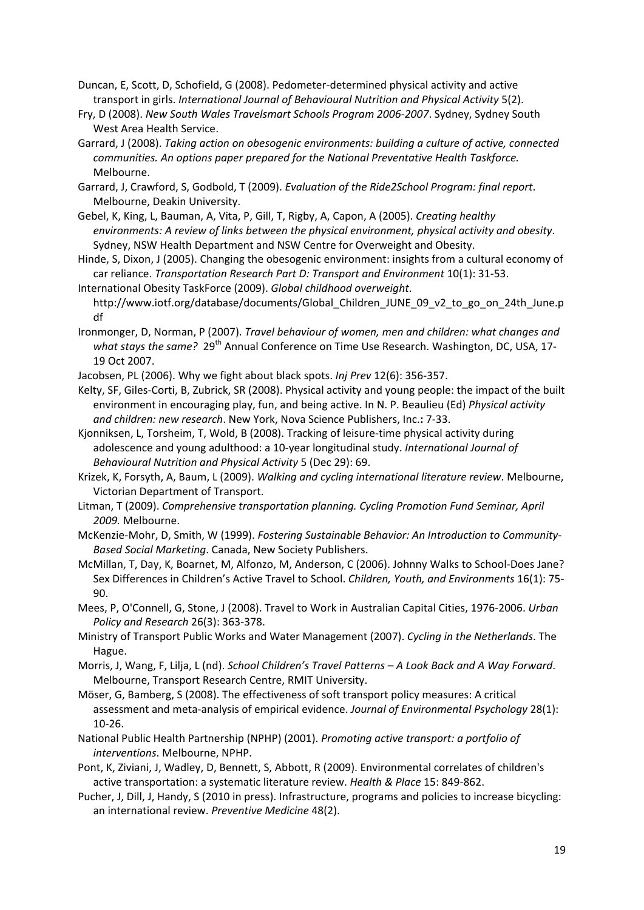Duncan, E, Scott, D, Schofield, G (2008). Pedometer-determined physical activity and active transport in girls. *International Journal of Behavioural Nutrition and Physical Activity* 5(2).

Fry, D (2008). *New South Wales Travelsmart Schools Program 2006-2007*. Sydney, Sydney South West Area Health Service.

Garrard, J (2008). *Taking action on obesogenic environments: building a culture of active, connected communities. An options paper prepared for the National Preventative Health Taskforce.* Melbourne.

Garrard, J, Crawford, S, Godbold, T (2009). *Evaluation of the Ride2School Program: final report*. Melbourne, Deakin University.

Gebel, K, King, L, Bauman, A, Vita, P, Gill, T, Rigby, A, Capon, A (2005). *Creating healthy environments: A review of links between the physical environment, physical activity and obesity*. Sydney, NSW Health Department and NSW Centre for Overweight and Obesity.

Hinde, S, Dixon, J (2005). Changing the obesogenic environment: insights from a cultural economy of car reliance. *Transportation Research Part D: Transport and Environment* 10(1): 31-53.

International Obesity TaskForce (2009). *Global childhood overweight*. http://www.iotf.org/database/documents/Global_Children_JUNE_09_v2_to_go_on_24th_June.pdf

Ironmonger, D, Norman, P (2007). *Travel behaviour of women, men and children: what changes and what stays the same?* 29th Annual Conference on Time Use Research. Washington, DC, USA, 17-19 Oct 2007.

Jacobsen, PL (2006). Why we fight about black spots. *Inj Prev* 12(6): 356-357.

Kelty, SF, Giles-Corti, B, Zubrick, SR (2008). Physical activity and young people: the impact of the built environment in encouraging play, fun, and being active. In N. P. Beaulieu (Ed) *Physical activity and children: new research*. New York, Nova Science Publishers, Inc.**:** 7-33.

Kjonniksen, L, Torsheim, T, Wold, B (2008). Tracking of leisure-time physical activity during adolescence and young adulthood: a 10-year longitudinal study. *International Journal of Behavioural Nutrition and Physical Activity* 5 (Dec 29): 69.

Krizek, K, Forsyth, A, Baum, L (2009). *Walking and cycling international literature review*. Melbourne, Victorian Department of Transport.

Litman, T (2009). *Comprehensive transportation planning. Cycling Promotion Fund Seminar, April 2009.* Melbourne.

McKenzie-Mohr, D, Smith, W (1999). *Fostering Sustainable Behavior: An Introduction to Community-Based Social Marketing*. Canada, New Society Publishers.

McMillan, T, Day, K, Boarnet, M, Alfonzo, M, Anderson, C (2006). Johnny Walks to School-Does Jane? Sex Differences in Children's Active Travel to School. *Children, Youth, and Environments* 16(1): 75-90.

Mees, P, O'Connell, G, Stone, J (2008). Travel to Work in Australian Capital Cities, 1976-2006. *Urban Policy and Research* 26(3): 363-378.

Ministry of Transport Public Works and Water Management (2007). *Cycling in the Netherlands*. The Hague.

Morris, J, Wang, F, Lilja, L (nd). *School Children's Travel Patterns – A Look Back and A Way Forward*. Melbourne, Transport Research Centre, RMIT University.

Möser, G, Bamberg, S (2008). The effectiveness of soft transport policy measures: A critical assessment and meta-analysis of empirical evidence. *Journal of Environmental Psychology* 28(1): 10-26.

National Public Health Partnership (NPHP) (2001). *Promoting active transport: a portfolio of interventions*. Melbourne, NPHP.

Pont, K, Ziviani, J, Wadley, D, Bennett, S, Abbott, R (2009). Environmental correlates of children's active transportation: a systematic literature review. *Health & Place* 15: 849-862.

Pucher, J, Dill, J, Handy, S (2010 in press). Infrastructure, programs and policies to increase bicycling: an international review. *Preventive Medicine* 48(2).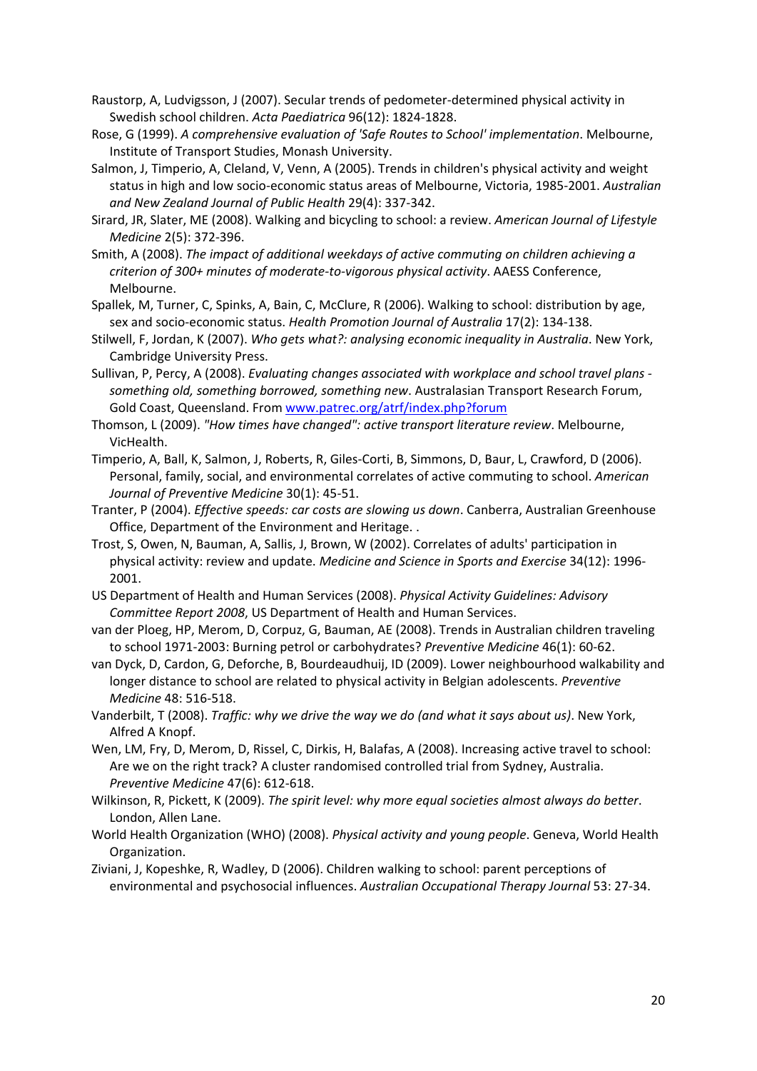Raustorp, A, Ludvigsson, J (2007). Secular trends of pedometer-determined physical activity in Swedish school children. *Acta Paediatrica* 96(12): 1824-1828.

Rose, G (1999). *A comprehensive evaluation of 'Safe Routes to School' implementation*. Melbourne, Institute of Transport Studies, Monash University.

Salmon, J, Timperio, A, Cleland, V, Venn, A (2005). Trends in children's physical activity and weight status in high and low socio-economic status areas of Melbourne, Victoria, 1985-2001. *Australian and New Zealand Journal of Public Health* 29(4): 337-342.

Sirard, JR, Slater, ME (2008). Walking and bicycling to school: a review. *American Journal of Lifestyle Medicine* 2(5): 372-396.

Smith, A (2008). *The impact of additional weekdays of active commuting on children achieving a criterion of 300+ minutes of moderate-to-vigorous physical activity*. AAESS Conference, Melbourne.

Spallek, M, Turner, C, Spinks, A, Bain, C, McClure, R (2006). Walking to school: distribution by age, sex and socio-economic status. *Health Promotion Journal of Australia* 17(2): 134-138.

Stilwell, F, Jordan, K (2007). *Who gets what?: analysing economic inequality in Australia*. New York, Cambridge University Press.

Sullivan, P, Percy, A (2008). *Evaluating changes associated with workplace and school travel plans - something old, something borrowed, something new*. Australasian Transport Research Forum, Gold Coast, Queensland. From www.patrec.org/atrf/index.php?forum

Thomson, L (2009). *"How times have changed": active transport literature review*. Melbourne, VicHealth.

Timperio, A, Ball, K, Salmon, J, Roberts, R, Giles-Corti, B, Simmons, D, Baur, L, Crawford, D (2006). Personal, family, social, and environmental correlates of active commuting to school. *American Journal of Preventive Medicine* 30(1): 45-51.

Tranter, P (2004). *Effective speeds: car costs are slowing us down*. Canberra, Australian Greenhouse Office, Department of the Environment and Heritage. .

Trost, S, Owen, N, Bauman, A, Sallis, J, Brown, W (2002). Correlates of adults' participation in physical activity: review and update. *Medicine and Science in Sports and Exercise* 34(12): 1996-2001.

US Department of Health and Human Services (2008). *Physical Activity Guidelines: Advisory Committee Report 2008*, US Department of Health and Human Services.

van der Ploeg, HP, Merom, D, Corpuz, G, Bauman, AE (2008). Trends in Australian children traveling to school 1971-2003: Burning petrol or carbohydrates? *Preventive Medicine* 46(1): 60-62.

van Dyck, D, Cardon, G, Deforche, B, Bourdeaudhuij, ID (2009). Lower neighbourhood walkability and longer distance to school are related to physical activity in Belgian adolescents. *Preventive Medicine* 48: 516-518.

Vanderbilt, T (2008). *Traffic: why we drive the way we do (and what it says about us)*. New York, Alfred A Knopf.

Wen, LM, Fry, D, Merom, D, Rissel, C, Dirkis, H, Balafas, A (2008). Increasing active travel to school: Are we on the right track? A cluster randomised controlled trial from Sydney, Australia. *Preventive Medicine* 47(6): 612-618.

Wilkinson, R, Pickett, K (2009). *The spirit level: why more equal societies almost always do better*. London, Allen Lane.

World Health Organization (WHO) (2008). *Physical activity and young people*. Geneva, World Health Organization.

Ziviani, J, Kopeshke, R, Wadley, D (2006). Children walking to school: parent perceptions of environmental and psychosocial influences. *Australian Occupational Therapy Journal* 53: 27-34.